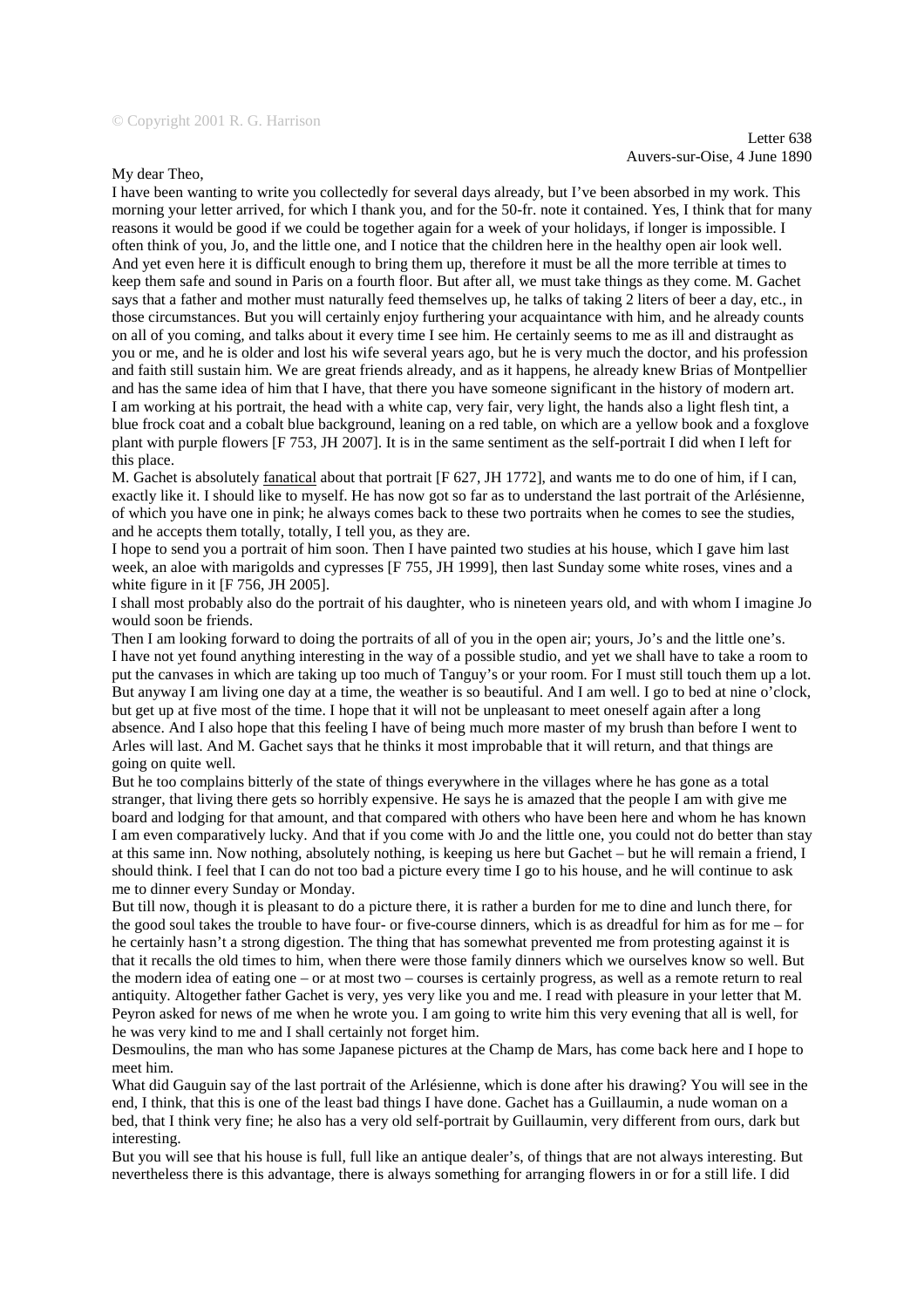© Copyright 2001 R. G. Harrison

Letter 638
Auvers-sur-Oise, 4 June 1890

My dear Theo,

I have been wanting to write you collectedly for several days already, but I've been absorbed in my work. This morning your letter arrived, for which I thank you, and for the 50-fr. note it contained. Yes, I think that for many reasons it would be good if we could be together again for a week of your holidays, if longer is impossible. I often think of you, Jo, and the little one, and I notice that the children here in the healthy open air look well. And yet even here it is difficult enough to bring them up, therefore it must be all the more terrible at times to keep them safe and sound in Paris on a fourth floor. But after all, we must take things as they come. M. Gachet says that a father and mother must naturally feed themselves up, he talks of taking 2 liters of beer a day, etc., in those circumstances. But you will certainly enjoy furthering your acquaintance with him, and he already counts on all of you coming, and talks about it every time I see him. He certainly seems to me as ill and distraught as you or me, and he is older and lost his wife several years ago, but he is very much the doctor, and his profession and faith still sustain him. We are great friends already, and as it happens, he already knew Brias of Montpellier and has the same idea of him that I have, that there you have someone significant in the history of modern art.

I am working at his portrait, the head with a white cap, very fair, very light, the hands also a light flesh tint, a blue frock coat and a cobalt blue background, leaning on a red table, on which are a yellow book and a foxglove plant with purple flowers [F 753, JH 2007]. It is in the same sentiment as the self-portrait I did when I left for this place.

M. Gachet is absolutely fanatical about that portrait [F 627, JH 1772], and wants me to do one of him, if I can, exactly like it. I should like to myself. He has now got so far as to understand the last portrait of the Arlésienne, of which you have one in pink; he always comes back to these two portraits when he comes to see the studies, and he accepts them totally, totally, I tell you, as they are.

I hope to send you a portrait of him soon. Then I have painted two studies at his house, which I gave him last week, an aloe with marigolds and cypresses [F 755, JH 1999], then last Sunday some white roses, vines and a white figure in it [F 756, JH 2005].

I shall most probably also do the portrait of his daughter, who is nineteen years old, and with whom I imagine Jo would soon be friends.

Then I am looking forward to doing the portraits of all of you in the open air; yours, Jo's and the little one's.

I have not yet found anything interesting in the way of a possible studio, and yet we shall have to take a room to put the canvases in which are taking up too much of Tanguy's or your room. For I must still touch them up a lot. But anyway I am living one day at a time, the weather is so beautiful. And I am well. I go to bed at nine o'clock, but get up at five most of the time. I hope that it will not be unpleasant to meet oneself again after a long absence. And I also hope that this feeling I have of being much more master of my brush than before I went to Arles will last. And M. Gachet says that he thinks it most improbable that it will return, and that things are going on quite well.

But he too complains bitterly of the state of things everywhere in the villages where he has gone as a total stranger, that living there gets so horribly expensive. He says he is amazed that the people I am with give me board and lodging for that amount, and that compared with others who have been here and whom he has known I am even comparatively lucky. And that if you come with Jo and the little one, you could not do better than stay at this same inn. Now nothing, absolutely nothing, is keeping us here but Gachet – but he will remain a friend, I should think. I feel that I can do not too bad a picture every time I go to his house, and he will continue to ask me to dinner every Sunday or Monday.

But till now, though it is pleasant to do a picture there, it is rather a burden for me to dine and lunch there, for the good soul takes the trouble to have four- or five-course dinners, which is as dreadful for him as for me – for he certainly hasn't a strong digestion. The thing that has somewhat prevented me from protesting against it is that it recalls the old times to him, when there were those family dinners which we ourselves know so well. But the modern idea of eating one – or at most two – courses is certainly progress, as well as a remote return to real antiquity. Altogether father Gachet is very, yes very like you and me. I read with pleasure in your letter that M. Peyron asked for news of me when he wrote you. I am going to write him this very evening that all is well, for he was very kind to me and I shall certainly not forget him.

Desmoulins, the man who has some Japanese pictures at the Champ de Mars, has come back here and I hope to meet him.

What did Gauguin say of the last portrait of the Arlésienne, which is done after his drawing? You will see in the end, I think, that this is one of the least bad things I have done. Gachet has a Guillaumin, a nude woman on a bed, that I think very fine; he also has a very old self-portrait by Guillaumin, very different from ours, dark but interesting.

But you will see that his house is full, full like an antique dealer's, of things that are not always interesting. But nevertheless there is this advantage, there is always something for arranging flowers in or for a still life. I did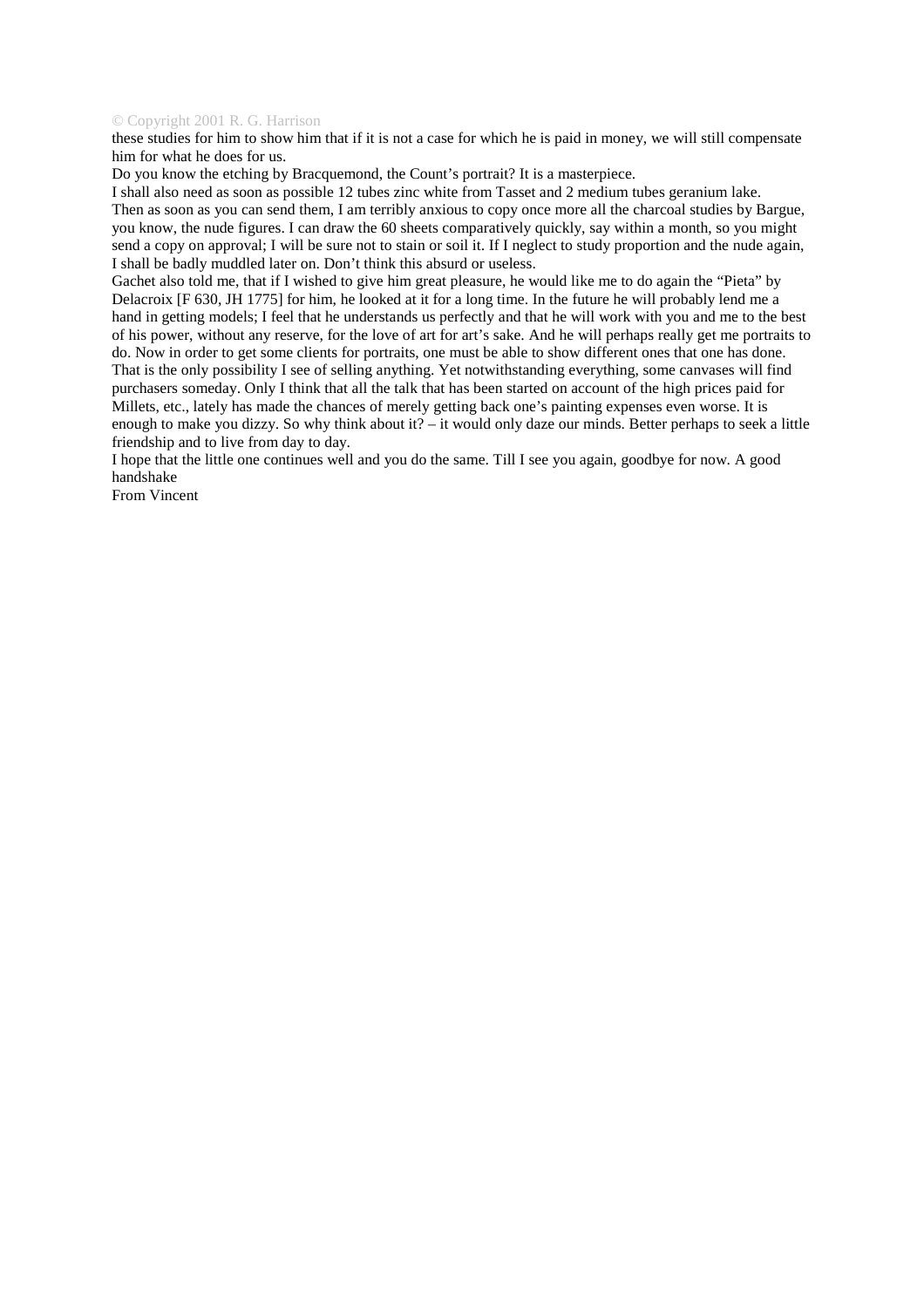these studies for him to show him that if it is not a case for which he is paid in money, we will still compensate him for what he does for us.

Do you know the etching by Bracquemond, the Count's portrait? It is a masterpiece.

I shall also need as soon as possible 12 tubes zinc white from Tasset and 2 medium tubes geranium lake.

Then as soon as you can send them, I am terribly anxious to copy once more all the charcoal studies by Bargue, you know, the nude figures. I can draw the 60 sheets comparatively quickly, say within a month, so you might send a copy on approval; I will be sure not to stain or soil it. If I neglect to study proportion and the nude again, I shall be badly muddled later on. Don't think this absurd or useless.

Gachet also told me, that if I wished to give him great pleasure, he would like me to do again the "Pieta" by Delacroix [F 630, JH 1775] for him, he looked at it for a long time. In the future he will probably lend me a hand in getting models; I feel that he understands us perfectly and that he will work with you and me to the best of his power, without any reserve, for the love of art for art's sake. And he will perhaps really get me portraits to do. Now in order to get some clients for portraits, one must be able to show different ones that one has done. That is the only possibility I see of selling anything. Yet notwithstanding everything, some canvases will find purchasers someday. Only I think that all the talk that has been started on account of the high prices paid for Millets, etc., lately has made the chances of merely getting back one's painting expenses even worse. It is enough to make you dizzy. So why think about it? – it would only daze our minds. Better perhaps to seek a little friendship and to live from day to day.

I hope that the little one continues well and you do the same. Till I see you again, goodbye for now. A good handshake

From Vincent